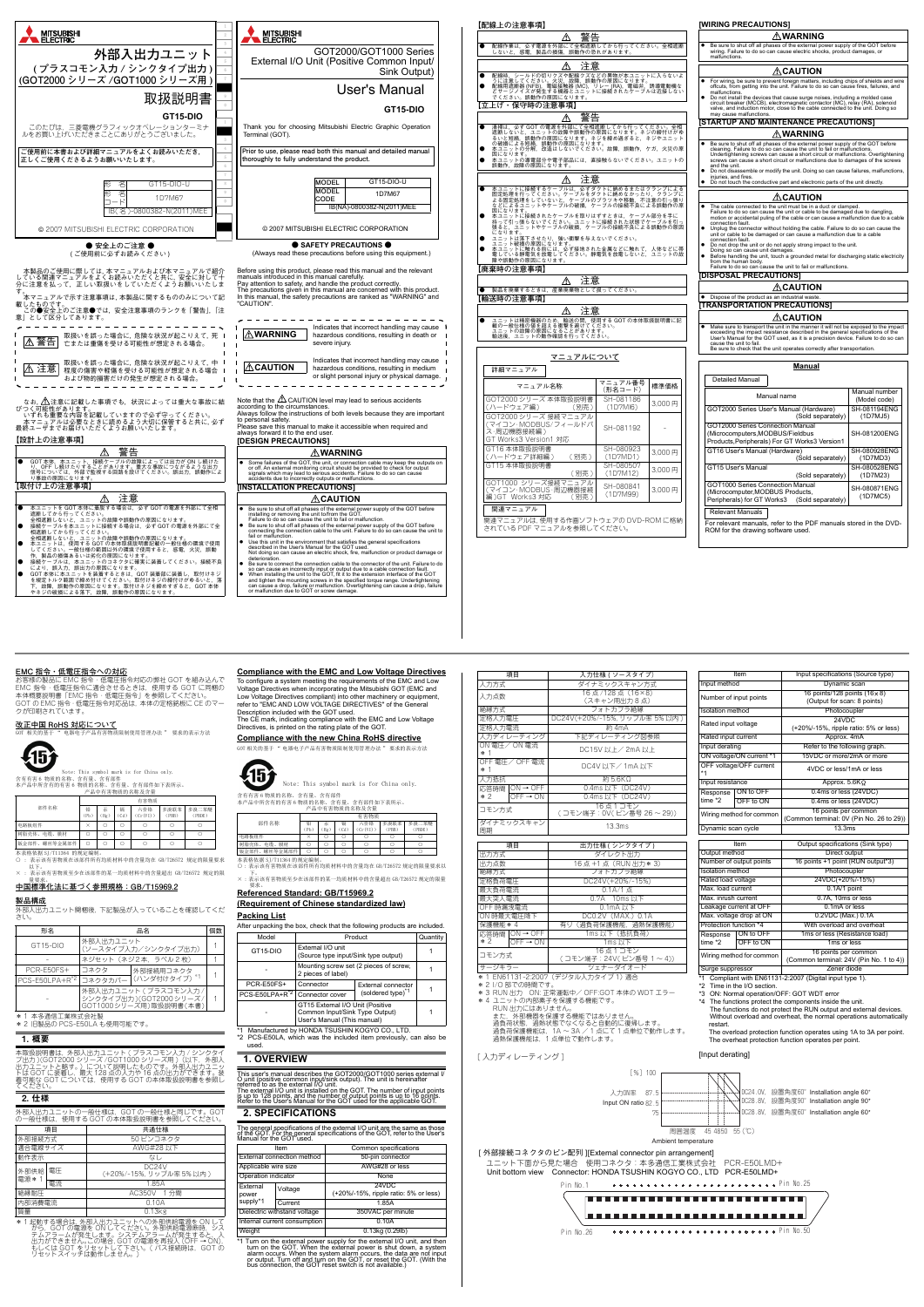# 外部入出力ユニット (プラスコモン入力／シンクタイプ出力) (GOT1000 シリーズ／GOT1000 シリーズ用)

# 取扱説明書

## GT15-DIO

このたびは、三菱電機グラフィックオペレーションターミナルをお買い上げいただきまことにありがとうございました。

ご使用前に本書および詳細マニュアルをよくお読みいただき、正しくご使用くださるようお願いいたします。

| 形名 | GT15-DIO-U |
|---|---|
| 形名コード | 1D7M67 |
| | IB(名)-0800382-N(2011)MEE |

© 2007 MITSUBISHI ELECTRIC CORPORATION

### ● 安全上のご注意 ●
(ご使用前に必ずお読みください)

本製品のご使用に際しては、本マニュアルおよび本マニュアルで紹介している関連マニュアルをよくお読みいただくと共に、安全に対して十分に注意を払って、正しい取扱いをしていただくようお願いいたします。
本マニュアルで示す注意事項は、本製品に関するもののみについて記載したものです。
この●安全上のご注意●では、安全注意事項のランクを「警告」、「注意」として区分してあります。

| ⚠ 警告 | 取扱いを誤った場合に、危険な状況が起こりえて、死亡または重傷を受ける可能性が想定される場合。 |
|---|---|
| ⚠ 注意 | 取扱いを誤った場合に、危険な状況が起こりえて、中程度の傷害や軽傷を受ける可能性が想定される場合および物的損害だけの発生が想定される場合。 |

なお、⚠注意に記載した事項でも、状況によっては重大な結果に結びつく可能性があります。
いずれも重要な内容を記載していますので必ず守ってください。
本マニュアルは必要なときに読めるよう大切に保管すると共に、必ず最終ユーザまでお届けいただくようお願いいたします。

### 【設計上の注意事項】

⚠ 警告

- GOT本体、本ユニット、接続ケーブルの故障によっては出力が ON し続けたり、OFF し続けたりすることがあります。重大な事故につながるような出力信号については、外部で監視する回路を設けてください。誤出力、誤動作により事故の原因になります。

### 【取付け上の注意事項】

⚠ 注意

- 本ユニットを GOT 本体に着脱する場合は、必ず GOT の電源を外部にて全相遮断してから行ってください。
  全相遮断しないと、ユニットの故障や誤動作の原因になります。
- 接続ケーブルを本ユニットに接続する場合は、必ず GOT の電源を外部にて全相遮断してから行ってください。
  全相遮断しないと、ユニットの故障や誤動作の原因になります。
- 本ユニットは、使用する GOT の本体取扱説明書記載の一般仕様の環境で使用してください。一般仕様の範囲以外の環境で使用すると、感電、火災、誤動作、製品の損傷あるいは劣化の原因になります。
- 接続ケーブルは、本ユニットのコネクタに確実に装着してください。接続不良により、誤入力、誤出力の原因になります。
- GOT本体に本ユニットを装着するときは、GOT 装着部に装着し、取付けネジを規定トルク範囲で締め付けてください。取付けネジの締付けがゆるいと、落下、短絡、誤動作の原因になります。取付けネジを締めすぎると、GOT 本体やネジの破損による落下、故障、誤動作の原因になります。

### 【配線上の注意事項】

⚠ 警告

- 配線作業は、必ず電源を外部にて全相遮断してから行ってください。全相遮断しないと、感電、製品の損傷、誤動作の恐れがあります。

⚠ 注意

- 配線時、シールドの切りくずや配線くずなどの異物が本ユニットに入らないように注意してください。火災、故障、誤動作の原因になります。
- 配線用遮断器 (NFB)、電磁接触器 (MC)、リレー (RA)、電磁弁、誘導電動機などのサージノイズが発生する機器と本ユニットに接続されたケーブルは近接しないでください。誤動作の原因になります。

### 【立上げ・保守時の注意事項】

⚠ 警告

- 清掃は、必ず GOT の電源を外部にて全相遮断してから行ってください。全相遮断しないと、ユニットの故障や誤動作の原因になります。ネジの締付けがゆるいと短絡、誤動作の原因になります。ネジを締め過ぎると、ネジやユニットの破損による落下、誤動作の原因になります。
- 本ユニットの分解、改造はしないでください。故障、誤動作、ケガ、火災の原因になります。
- 本ユニットの通電部分や電子部品には、直接触らないでください。ユニットの誤動作、故障の原因になります。

⚠ 注意

- 本ユニットに接続するケーブルは、必ずダクトに納めるまたはクランプによる固定処理をしてください。ケーブルをダクトに納めなかったり、クランプによる固定処理をしていないと、ケーブルのブラブラや移動、不注意の引っ張りなどによるユニットやケーブルの破損、ケーブルの接続不良による誤動作の原因になります。
- 本ユニットに接続されたケーブルを取りはずすときは、ケーブル部分を手に持って引っ張らないでください。ユニットに接続された状態でケーブルを引っ張ると、ユニットやケーブルの破損、ケーブルの接続不良による誤動作の原因になります。
- ユニットは落下させたり、強い衝撃を与えないでください。
  ユニット破損の原因になります。
- 本ユニットに触れる前には、必ず接地された金属などに触れて、人体などに帯電している静電気を放電してください。静電気を放電しないと、ユニットの故障や誤動作の原因になります。

### 【廃棄時の注意事項】

⚠ 注意

- 製品を廃棄するときは、産業廃棄物として扱ってください。

### 【輸送時の注意事項】

⚠ 注意

- ユニットは精密機器のため、輸送の間、使用する GOT の本体取扱説明書に記載の一般仕様の値を超える衝撃を避けてください。
  ユニットの故障の原因になることがあります。
  輸送後、ユニットの動作確認を行ってください。

### マニュアルについて

詳細マニュアル

| マニュアル名称 | マニュアル番号 (形名コード) | 標準価格 |
|---|---|---|
| GOT2000 シリーズ本体取扱説明書 (ハードウェア編) (別売) | SH-081186 (1D7M76) | 3,000 円 |
| GOT2000 シリーズ接続マニュアル (マイコン・MODBUS/フィールドバス・周辺機器接続編) GT Works3 Version1 対応 | SH-081192 | - |
| GT16 本体取扱説明書 (ハードウェア詳細編) (別売) | SH-080923 (1D7MD1) | 3,000 円 |
| GT15 本体取扱説明書 (別売) | SH-080507 (1D7M12) | 3,000 円 |
| GOT1000 シリーズ接続マニュアル (マイコン・MODBUS・周辺機器接続編) GT Works3 対応 (別売) | SH-080841 (1D7M99) | 3,000 円 |

関連マニュアル

関連マニュアルは、使用する作画ソフトウェアの DVD-ROM に格納されている PDF マニュアルを参照してください。

### EMC 指令・低電圧指令への対応

お客様の製品に EMC 指令・低電圧指令の対応の弊社 GOT を組み込んで EMC 指令・低電圧指令に適合させるときは、使用する GOT に同梱の本体標準説明書「EMC 指令・低電圧指令」を参照してください。
GOT の EMC 指令・低電圧指令対応品は、本体の定格銘板に CE のマークが印刷されています。

### 改正中国 RoHS 対応について

GOT 相关的基于 " 电器电子产品有害物质限制使用管理办法 " 要求的表示方法

Note: This symbol mark is for China only.

含有有害 6 物质的名称、含有量、含有部件
本产品中所含有的有害 6 物质的名称、含有量、含有部件如下表所示。
产品中有害物质的名称及含量

| 部件名称 | 铅 (Pb) | 汞 (Hg) | 镉 (Cd) | 六价铬 (Cr(VI)) | 多溴联苯 (PBB) | 多溴二苯醚 (PBDE) |
|---|---|---|---|---|---|---|
| 电路板组件 | × | ○ | ○ | ○ | ○ | ○ |
| 树脂壳体、电缆、膜材 | ○ | ○ | ○ | ○ | ○ | ○ |
| 板金壳体、螺丝等金属部件 | ○ | ○ | ○ | ○ | ○ | ○ |

本表格依据 SJ/T11364 的规定编制。
○：表示该有害物质在该部件所有均质材料中的含量均在 GB/T26572 规定的限量要求以下。
×：表示该有害物质至少在该部件的某一均质材料中的含量超出 GB/T26572 规定的限量要求。

### 中国標準化法に基づく参照規格：GB/T15969.2

### 製品構成

外部入出力ユニット開梱後、下記製品が入っていることを確認してください。

| 形名 | 品名 | 個数 |
|---|---|---|
| GT15-DIO | 外部入出力ユニット (ソースタイプ入力／シンクタイプ出力) | 1 |
| - | ネジセット (ネジ 2 本、ラベル 2 枚) | 1 |
| PCR-E50FS+ | コネクタ / 外部接続用コネクタ (ハンダ付けタイプ)*1 | 1 |
| PCS-E50LPA+R*2 | コネクタカバー | |
| - | 外部入出力ユニット (プラスコモン入力／シンクタイプ出力)(GOT2000 シリーズ／GOT1000 シリーズ用) 取扱説明書 (本書) | 1 |

＊1 本多通信工業株式会社製
＊2 旧製品の PCS-E50LA も使用可能です。

### 1. 概要

本取扱説明書は、外部入出力ユニット (プラスコモン入力／シンクタイプ出力)(GOT2000 シリーズ／GOT1000 シリーズ用)（以下、外部入出力ユニットと略す。）について説明したものです。外部入出力ユニットは GOT に装着し、最大 128 点の入力や 16 点の出力ができます。装着可能な GOT については、使用する GOT の本体取扱説明書を参照してください。

### 2. 仕様

外部入出力ユニットの一般仕様は、GOT の一般仕様と同じです。GOT の一般仕様は、使用する GOT の本体取扱説明書を参照してください。

| 項目 | | 共通仕様 |
|---|---|---|
| 外部接続方式 | | 50 ピンコネクタ |
| 適合電線サイズ | | AWG#28 以下 |
| 動作表示 | | なし |
| 外部供給電源＊1 | 電圧 | DC24V (+20%/-15%, リップル率 5% 以内) |
| | 電流 | 1.85A |
| 絶縁耐圧 | | AC350V 1 分間 |
| 内部消費電流 | | 0.10A |
| 質量 | | 0.13kg |

＊1 起動する場合は、外部入出力ユニットへの外部供給電源を ON して から、GOT の電源を ON してください。外部供給電源遮断、システムアラームが発生します。システムアラームが発生すると、入出力ができません。この場合 GOT の電源を再投入 (OFF → ON)、もしくは GOT をリセットしてください。(バス接続時は、GOT のリセットスイッチは動作しません。)

| 項目 | | 入力仕様 (ソースタイプ) |
|---|---|---|
| 入力方式 | | ダイナミックスキャン方式 |
| 入力点数 | | 16 点 /128 点 (16 × 8) (スキャン用出力 8 点) |
| 絶縁方式 | | フォトカプラ絶縁 |
| 定格入力電圧 | | DC24V(+20%/-15%, リップル率 5% 以内) |
| 定格入力電流 | | 約 4mA |
| 入力ディレーティング | | 下記ディレーティング図参照 |
| ON 電圧／ON 電流＊1 | | DC15V 以上／2mA 以上 |
| OFF 電圧／OFF 電流＊1 | | DC4V 以下／1mA 以下 |
| 入力抵抗 | | 約 5.6KΩ |
| 応答時間＊2 | ON → OFF | 0.4ms 以下 (DC24V) |
| | OFF → ON | 0.4ms 以下 (DC24V) |
| コモン方式 | | 16 点 1 コモン (コモン端子：0V(ピン番号 26 ～ 29)) |
| ダイナミックスキャン周期 | | 13.3ms |

| 項目 | | 出力仕様 (シンクタイプ) |
|---|---|---|
| 出力方式 | | ダイレクト出力 |
| 出力点数 | | 16 点 +1 点 (RUN 出力＊3) |
| 絶縁方式 | | フォトカプラ絶縁 |
| 定格負荷電圧 | | DC24V(+20%/-15%) |
| 最大負荷電流 | | 0.1A/1 点 |
| 最大突入電流 | | 0.7A、10ms 以下 |
| OFF 時漏洩電流 | | 0.1mA 以下 |
| ON 時最大電圧降下 | | DC0.2V (MAX.) 0.1A |
| 保護機能＊4 | | 有り (過負荷保護機能、過熱保護機能) |
| 応答時間＊2 | ON → OFF | 1ms 以下 (抵抗負荷) |
| | OFF → ON | 1ms 以下 |
| コモン方式 | | 16 点 1 コモン (コモン端子：24V(ピン番号 1 ～ 4)) |
| サージキラー | | ツェナーダイオード |

＊1 EN61131-2:2007 (デジタル入力タイプ 1) 適合
＊2 I/O 部での時間です。
＊3 RUN 出力　ON: 正常運転中／OFF:GOT 本体の WDT エラー
＊4 ユニットの内部素子を保護する機能です。
　RUN 出力にはありません。
　また、外部機器を保護する機能ではありません。
　過負荷保持機能、過熱状態でなくなると自動的に復帰します。
　過負荷保護機能は、1A ～ 3A／1 点にて 1 点単位で動作します。
　過熱保護機能は、1 点単位で動作します。

[入力ディレーティング]

| 入力 ON 率 [%] | 周囲温度 [℃] |
|---|---|
| 100 | 45 以下 |
| 87.5 | DC24.0V、設置角度60°　Installation angle 60° |
| 82.5 | DC28.8V、設置角度90°　Installation angle 90° |
| 75 | DC28.8V、設置角度60°　Installation angle 60° |

周囲温度　45 48 50 55 (℃)

[外部接続コネクタのピン配列][External connector pin arrangement]

ユニット下面から見た場合　使用コネクタ：本多通信工業株式会社　PCR-E50LMD+
Unit bottom view　Connector: HONDA TSUSHIN KOGYO CO., LTD　PCR-E50LMD+

Pin No.1 … Pin No.25
Pin No.26 … Pin No.50

---

# GOT2000/GOT1000 Series External I/O Unit (Positive Common Input/ Sink Output)

# User's Manual

## GT15-DIO

Thank you for choosing Mitsubishi Electric Graphic Operation Terminal (GOT).

Prior to use, please read both this manual and detailed manual thoroughly to fully understand the product.

| MODEL | GT15-DIO-U |
|---|---|
| MODEL CODE | 1D7M67 |
| | IB(NA)-0800382-N(2011)MEE |

© 2007 MITSUBISHI ELECTRIC CORPORATION

### ● SAFETY PRECAUTIONS ●
(Always read these precautions before using this equipment.)

Before using this product, please read this manual and the relevant manuals introduced in this manual carefully.
Pay attention to safety, and handle the product correctly.
The precautions given in this manual are concerned with this product.
In this manual, the safety precautions are ranked as "WARNING" and "CAUTION".

| ⚠WARNING | Indicates that incorrect handling may cause hazardous conditions, resulting in death or severe injury. |
|---|---|
| ⚠CAUTION | Indicates that incorrect handling may cause hazardous conditions, resulting in medium or slight personal injury or physical damage. |

Note that the ⚠ CAUTION level may lead to serious accidents according to the circumstances.
Always follow the instructions of both levels because they are important to personal safety.
Please save this manual to make it accessible when required and always forward it to the end user.

### [DESIGN PRECAUTIONS]

⚠WARNING

- Some failures of the GOT, the unit, or connection cable may keep the outputs on or off. An external monitoring circuit should be provided to check for output signals which may lead to serious accidents. Failure to do so can cause accidents due to incorrectly outputs or malfunctions.

### [INSTALLATION PRECAUTIONS]

⚠CAUTION

- Be sure to shut off all phases of the external power supply of the GOT before installing or removing the unit to/from the GOT.
  Failure to do so can cause the unit to fail or malfunction.
- Be sure to shut off all phases of the external power supply of the GOT before connecting the connection cable to the unit. Failure to do so can cause the unit to fail or malfunction.
- Use this unit in the environment that satisfies the general specifications described in the User's Manual for the GOT used.
  Not doing so can cause an electric shock, fire, malfunction or product damage or deterioration.
- Be sure to connect the connection cable to the connector of the unit. Failure to do so can cause an incorrectly input or output due to a cable connection fault.
- When installing the unit to the GOT, fit it to the extension interface of the GOT and tighten the mounting screws in the specified torque range. Undertightening can cause a drop, failure or malfunction. Overtightening can cause a drop, failure or malfunction due to GOT or screw damage.

### [WIRING PRECAUTIONS]

⚠WARNING

- Be sure to shut off all phases of the external power supply of the GOT before wiring. Failure to do so can cause electric shocks, product damages, or malfunctions.

⚠CAUTION

- For wiring, be sure to prevent foreign matters, including chips of shields and wire offcuts, from getting into the unit. Failure to do so can cause fires, failures, and malfunctions.
- Do not install the devices that cause surge noises, including a molded case circuit breaker (MCCB), electromagnetic contactor (MC), relay (RA), solenoid valves, and induction motor, close to the cable connected to the unit. Doing so may cause malfunctions.

### [STARTUP AND MAINTENANCE PRECAUTIONS]

⚠WARNING

- Be sure to shut off all phases of the external power supply of the GOT before cleaning. Failure to do so can cause the unit to fail or malfunctions.
  Undertightening screws can cause a short circuit or malfunctions. Overtightening screws can cause a short circuit or malfunctions due to damages of the screws and the unit.
- Do not disassemble or modify the unit. Doing so can cause failures, malfunctions, injuries, and fires.
- Do not touch the conductive part and electronic parts of the unit directly.

⚠CAUTION

- The cable connected to the unit must be in a duct or clamped.
  Failure to do so can cause the unit or cable to be damaged due to dangling, motion or accidental pulling of the cable or can cause a malfunction due to a cable connection fault.
- Unplug the connector without holding the cable. Failure to do so can cause the unit or cable to be damaged or can cause a malfunction due to a cable connection fault.
- Do not drop the unit or do not apply strong impact to the unit.
  Doing so can cause unit damages.
- Before handling the unit, touch a grounded metal for discharging static electricity from the human body.
  Failure to do so can cause the unit to fail or malfunctions.

### [DISPOSAL PRECAUTIONS]

⚠CAUTION

- Dispose of the product as an industrial waste.

### [TRANSPORTATION PRECAUTIONS]

⚠CAUTION

- Make sure to transport the unit in the manner it will not be exposed to the impact exceeding the impact resistance described in the general specifications of the User's Manual for the GOT used, as it is a precision device. Failure to do so can cause the unit to fail.
  Be sure to check that the unit operates correctly after transportation.

### Manual

Detailed Manual

| Manual name | Manual number (Model code) |
|---|---|
| GOT2000 Series User's Manual (Hardware) (Sold separately) | SH-081194ENG (1D7MJ5) |
| GOT2000 Series Connection Manual (Microcomputers,MODBUS/Fieldbus Products,Peripherals) For GT Works3 Version1 | SH-081200ENG |
| GT16 User's Manual (Hardware) (Sold separately) | SH-080928ENG (1D7MD3) |
| GT15 User's Manual (Sold separately) | SH-080528ENG (1D7M23) |
| GOT1000 Series Connection Manual (Microcomputer,MODBUS Products, Peripherals) for GT Works3 (Sold separately) | SH-080871ENG (1D7MC5) |

Relevant Manuals

For relevant manuals, refer to the PDF manuals stored in the DVD-ROM for the drawing software used.

### Compliance with the EMC and Low Voltage Directives

To configure a system meeting the requirements of the EMC and Low Voltage Directives when incorporating the Mitsubishi GOT (EMC and Low Voltage Directives compliant) into other machinery or equipment, refer to "EMC AND LOW VOLTAGE DIRECTIVES" of the General Description included with the GOT used.
The CE mark, indicating compliance with the EMC and Low Voltage Directives, is printed on the rating plate of the GOT.

### Compliance with the new China RoHS directive

GOT 相关的基于 " 电器电子产品有害物质限制使用管理办法 " 要求的表示方法

Note: This symbol mark is for China only.

含有有害 6 物质的名称、含有量、含有部件
本产品中所含有的有害 6 物质的名称、含有量、含有部件如下表所示。
产品中有害物质的名称及含量

| 部件名称 | 铅 (Pb) | 汞 (Hg) | 镉 (Cd) | 六价铬 (Cr(VI)) | 多溴联苯 (PBB) | 多溴二苯醚 (PBDE) |
|---|---|---|---|---|---|---|
| 电路板组件 | × | ○ | ○ | ○ | ○ | ○ |
| 树脂壳体、电缆、膜材 | ○ | ○ | ○ | ○ | ○ | ○ |
| 板金壳体、螺丝等金属部件 | ○ | ○ | ○ | ○ | ○ | ○ |

本表格依据 SJ/T11364 的规定编制。
○：表示该有害物质在该部件所有均质材料中的含量均在 GB/T26572 规定的限量要求以下。
×：表示该有害物质至少在该部件的某一均质材料中的含量超出 GB/T26572 规定的限量要求。

### Referenced Standard: GB/T15969.2 (Requirement of Chinese standardized law)

### Packing List

After unpacking the box, check that the following products are included.

| Model | Product | | Quantity |
|---|---|---|---|
| GT15-DIO | External I/O unit (Source type input/Sink type output) | | 1 |
| - | Mounting screw set (2 pieces of screw, 2 pieces of label) | | 1 |
| PCR-E50FS+ | Connector | External connector (soldered type)*1 | 1 |
| PCS-E50LPA+R*2 | Connector cover | | |
| - | GT15 External I/O Unit (Positive Common Input/Sink Type Output) User's Manual (This manual) | | 1 |

*1 Manufactured by HONDA TSUSHIN KOGYO CO., LTD.
*2 PCS-E50LA, which was the included item previously, can also be used.

### 1. OVERVIEW

This user's manual describes the GOT2000/GOT1000 series external I/O unit (positive common input/sink output). The unit is hereinafter referred to as the external I/O unit.
The external I/O unit is installed on the GOT. The number of input points is up to 128 points, and the number of output points is up to 16 points.
Refer to the User's Manual for the GOT used for the applicable GOT.

### 2. SPECIFICATIONS

The general specifications of the external I/O unit are the same as those of the GOT. For the general specifications of the GOT, refer to the User's Manual for the GOT used.

| Item | | Common specifications |
|---|---|---|
| External connection method | | 50-pin connector |
| Applicable wire size | | AWG#28 or less |
| Operation indicator | | None |
| External power supply*1 | Voltage | 24VDC (+20%/-15%, ripple ratio: 5% or less) |
| | Current | 1.85A |
| Dielectric withstand voltage | | 350VAC per minute |
| Internal current consumption | | 0.10A |
| Weight | | 0.13kg (0.29lb) |

*1 Turn on the external power supply for the external I/O unit, and then turn on the GOT. When the external power is shut down, a system alarm occurs. When the system alarm occurs, the data are not input or output. Turn off and turn on the GOT, or reset the GOT. (With the bus connection, the GOT reset switch is not available.)

| Item | | Input specifications (Source type) |
|---|---|---|
| Input method | | Dynamic scan |
| Number of input points | | 16 points/128 points (16 × 8) (Output for scan: 8 points) |
| Isolation method | | Photocoupler |
| Rated input voltage | | 24VDC (+20%/-15%, ripple ratio: 5% or less) |
| Rated input current | | Approx. 4mA |
| Input derating | | Refer to the following graph. |
| ON voltage/ON current *1 | | 15VDC or more/2mA or more |
| OFF voltage/OFF current *1 | | 4VDC or less/1mA or less |
| Input resistance | | Approx. 5.6KΩ |
| Response time *2 | ON to OFF | 0.4ms or less (24VDC) |
| | OFF to ON | 0.4ms or less (24VDC) |
| Wiring method for common | | 16 points per common (Common terminal: 0V (Pin No. 26 to 29)) |
| Dynamic scan cycle | | 13.3ms |

| Item | | Output specifications (Sink type) |
|---|---|---|
| Output method | | Direct output |
| Number of output points | | 16 points +1 point (RUN output*3) |
| Isolation method | | Photocoupler |
| Rated load voltage | | 24VDC(+20%/-15%) |
| Max. load current | | 0.1A/1 point |
| Max. inrush current | | 0.7A, 10ms or less |
| Leakage current at OFF | | 0.1mA or less |
| Max. voltage drop at ON | | 0.2VDC (Max.) 0.1A |
| Protection function *4 | | With overload and overheat |
| Response time *2 | ON to OFF | 1ms or less (Resistance load) |
| | OFF to ON | 1ms or less |
| Wiring method for common | | 16 points per common (Common terminal: 24V (Pin No. 1 to 4)) |
| Surge suppressor | | Zener diode |

*1 Compliant with EN61131-2:2007 (Digital input type 1).
*2 Time in the I/O section.
*3 ON: Normal operation / OFF: GOT WDT error
*4 The functions protect the components inside the unit.
The functions do not protect the RUN output and external devices.
Without overload and overheat, the normal operations automatically restart.
The overload protection function operates using 1A to 3A per point.
The overheat protection function operates per point.

[Input derating]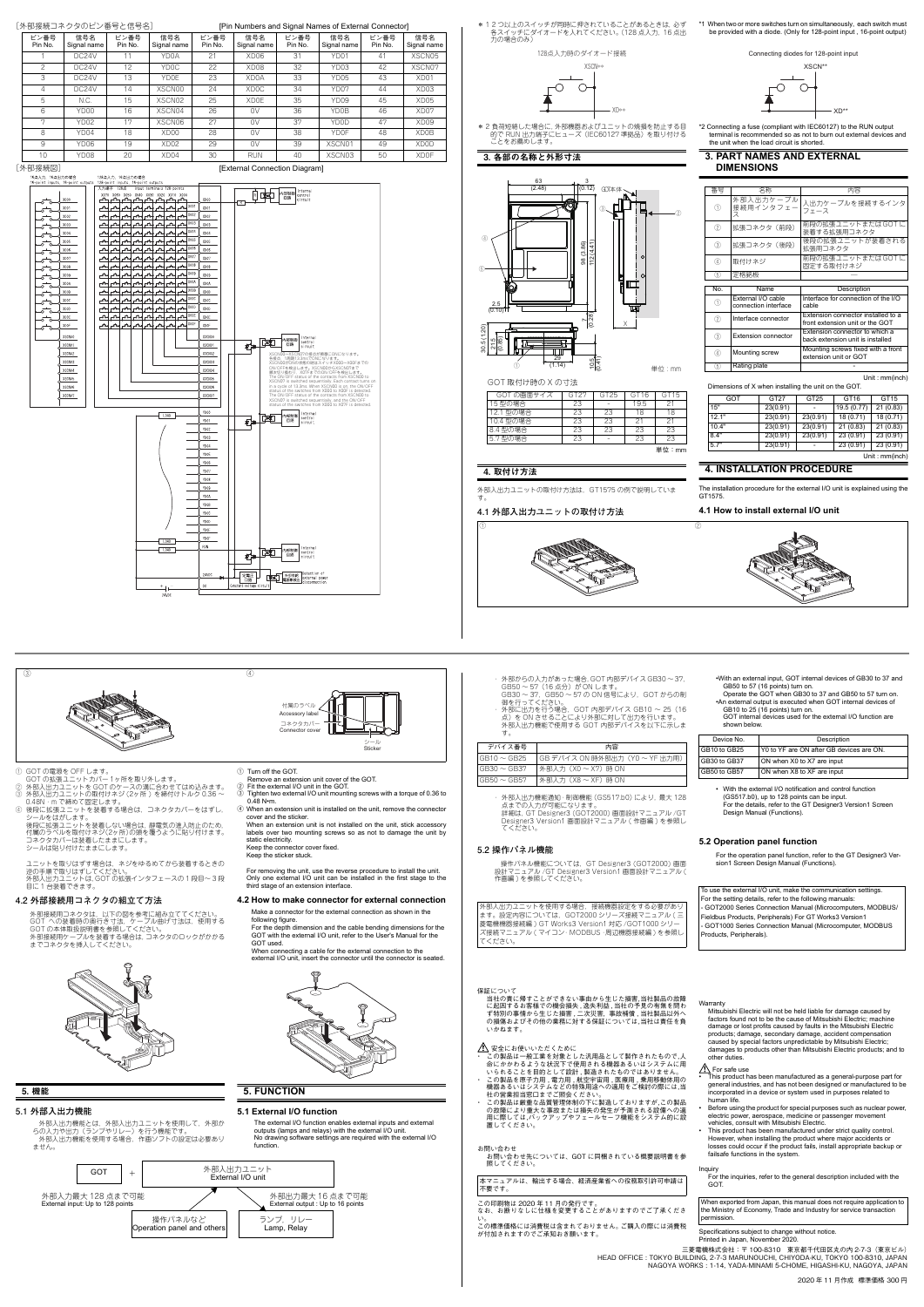［外部接続コネクタのピン番号と信号名］

[Pin Numbers and Signal Names of External Connector]

| ピン番号 Pin No. | 信号名 Signal name | ピン番号 Pin No. | 信号名 Signal name | ピン番号 Pin No. | 信号名 Signal name | ピン番号 Pin No. | 信号名 Signal name | ピン番号 Pin No. | 信号名 Signal name |
|---|---|---|---|---|---|---|---|---|---|
| 1 | DC24V | 11 | YD0A | 21 | XD06 | 31 | YD01 | 41 | XSCN05 |
| 2 | DC24V | 12 | YD0C | 22 | XD08 | 32 | YD03 | 42 | XSCN07 |
| 3 | DC24V | 13 | YD0E | 23 | XD0A | 33 | YD05 | 43 | XD01 |
| 4 | DC24V | 14 | XSCN00 | 24 | XD0C | 34 | YD07 | 44 | XD03 |
| 5 | N.C. | 15 | XSCN02 | 25 | XD0E | 35 | YD09 | 45 | XD05 |
| 6 | YD00 | 16 | XSCN04 | 26 | 0V | 36 | YD0B | 46 | XD07 |
| 7 | YD02 | 17 | XSCN06 | 27 | 0V | 37 | YD0D | 47 | XD09 |
| 8 | YD04 | 18 | XD00 | 28 | 0V | 38 | YD0F | 48 | XD0B |
| 9 | YD06 | 19 | XD02 | 29 | 0V | 39 | XSCN01 | 49 | XD0D |
| 10 | YD08 | 20 | XD04 | 30 | RUN | 40 | XSCN03 | 50 | XD0F |

［外部接続図］ [External Connection Diagram]

＊1 2つ以上のスイッチが同時に押されていることがあるときは，必ず各スイッチにダイオードを入れてください。(128点入力，16点出力の場合のみ)

*1 When two or more switches turn on simultaneously, each switch must be provided with a diode. (Only for 128-point input , 16-point output)

128点入力時のダイオード接続 Connecting diodes for 128-point input

＊2 負荷短絡した場合に，外部機器およびユニットの焼損を防止する目的で RUN 出力端子にヒューズ（IEC60127 準拠品）を取り付けることをお勧めします。

*2 Connecting a fuse (compliant with IEC60127) to the RUN output terminal is recommended so as not to burn out external devices and the unit when the load circuit is shorted.

## 3. 各部の名称と外形寸法

## 3. PART NAMES AND EXTERNAL DIMENSIONS

| 番号 | 名称 | 内容 |
|---|---|---|
| ① | 外部入出力ケーブル接続用インタフェース | 入出力ケーブルを接続するインタフェース |
| ② | 拡張コネクタ（前段） | 前段の拡張ユニットまたはGOTに装着する拡張用コネクタ |
| ③ | 拡張コネクタ（後段） | 後段の拡張ユニットが装着される拡張用コネクタ |
| ④ | 取付けネジ | 前段の拡張ユニットまたはGOTに固定する取付けネジ |
| ⑤ | 定格銘板 | |

| No. | Name | Description |
|---|---|---|
| ① | External I/O cable connection interface | Interface for connection of the I/O cable |
| ② | Interface connector | Extension connector installed to a front extension unit or the GOT |
| ③ | Extension connector | Extension connector to which a back extension unit is installed |
| ④ | Mounting screw | Mounting screws fixed with a front extension unit or GOT |
| ⑤ | Rating plate | - |

単位：mm

GOT 取付け時の X の寸法

| GOT の画面サイズ | GT27 | GT25 | GT16 | GT15 |
|---|---|---|---|---|
| 15 型の場合 | 23 | - | 19.5 | 21 |
| 12.1 型の場合 | 23 | 23 | 18 | 18 |
| 10.4 型の場合 | 23 | 23 | 21 | 21 |
| 8.4 型の場合 | 23 | 23 | 23 | 23 |
| 5.7 型の場合 | 23 | - | 23 | 23 |

単位：mm

Unit : mm(inch)

Dimensions of X when installing the unit on the GOT.

| GOT | GT27 | GT25 | GT16 | GT15 |
|---|---|---|---|---|
| 15" | 23(0.91) | - | 19.5 (0.77) | 21 (0.83) |
| 12.1" | 23(0.91) | 23(0.91) | 18 (0.71) | 18 (0.71) |
| 10.4" | 23(0.91) | 23(0.91) | 21 (0.83) | 21 (0.83) |
| 8.4" | 23(0.91) | 23(0.91) | 23 (0.91) | 23 (0.91) |
| 5.7" | 23(0.91) | - | 23 (0.91) | 23 (0.91) |

Unit : mm(inch)

## 4. 取付け方法

外部入出力ユニットの取付け方法は，GT1575 の例で説明しています。

### 4.1 外部入出力ユニットの取付け方法

## 4. INSTALLATION PROCEDURE

The installation procedure for the external I/O unit is explained using the GT1575.

### 4.1 How to install external I/O unit

① GOT の電源を OFF します。
GOT の拡張ユニットカバー 1ヶ所を取り外します。
② 外部入出力ユニットを GOT のケースの溝に合わせてはめ込みます。
③ 外部入出力ユニットの取付けネジ（2ヶ所）を締付けトルク 0.36 ～ 0.48N・m で締めて固定します。
④ 後段に拡張ユニットを装着する場合は，コネクタカバーをはずし，シールをはがします。
後段に拡張ユニットを装着しない場合は，静電気の進入防止のため，付属のラベルを取付けネジ(2ヶ所)の頭を覆うように貼り付けます。
コネクタカバーは装着したままにします。
シールは貼り付けたままにします。

ユニットを取りはずす場合は，ネジをゆるめてから装着するときの逆の手順で取りはずしてください。
外部入出力ユニットは，GOT の拡張インタフェース 1 段目～ 3 段目に 1 台装着できます。

① Turn off the GOT.
Remove an extension unit cover of the GOT.
② Fit the external I/O unit in the GOT.
③ Tighten two external I/O unit mounting screws with a torque of 0.36 to 0.48 Nm.
④ When an extension unit is installed on the unit, remove the connector cover and the sticker.
When an extension unit is not installed on the unit, stick accessory labels over two mounting screws so as not to damage the unit by static electricity.
Keep the connector cover fixed.
Keep the sticker stuck.

For removing the unit, use the reverse procedure to install the unit.
Only one external I/O unit can be installed in the first stage to the third stage of an extension interface.

付属のラベル Accessory label
コネクタカバー Connector cover
シール Sticker

### 4.2 外部接続用コネクタの組立て方法

外部接続用コネクタは，以下の図を参考に組み立ててください。
GOT への装着時の奥行き寸法，ケーブル曲げ寸法は，使用する GOT の本体取扱説明書を参照してください。
外部接続用ケーブルを装着する場合は，コネクタのロックがかかるまでコネクタを挿入してください。

### 4.2 How to make connector for external connection

Make a connector for the external connection as shown in the following figure.
For the depth dimension and the cable bending dimensions for the GOT with the external I/O unit, refer to the User's Manual for the GOT used.
When connecting a cable for the external connection to the external I/O unit, insert the connector until the connector is seated.

## 5. 機能

### 5.1 外部入出力機能

外部入出力機能とは，外部入出力ユニットを使用して，外部からの入力や出力（ランプやリレー）を行う機能です。
外部入出力機能を使用する場合，作画ソフトの設定は必要ありません。

## 5. FUNCTION

### 5.1 External I/O function

The external I/O function enables external inputs and external outputs (lamps and relays) with the external I/O unit.
No drawing software settings are required with the external I/O function.

GOT ＋ 外部入出力ユニット External I/O unit
外部入力最大 128 点まで可能 External input: Up to 128 points
外部出力最大 16 点まで可能 External output : Up to 16 points
操作パネルなど Operation panel and others
ランプ，リレー Lamp, Relay

・外部からの入力があった場合，GOT 内部デバイス GB30 ～ 37，GB50 ～ 57（16 点分）が ON します。
GB30 ～ 37，GB50 ～ 57 の ON 信号により，GOT からの制御を行ってください。
・外部に出力を行う場合，GOT 内部デバイス GB10 ～ 25（16 点）を ON させることにより外部に対して出力を行います。
外部入出力機能で使用する GOT 内部デバイスは以下に示します。

| デバイス番号 | 内容 |
|---|---|
| GB10 ～ GB25 | GB デバイス ON 時外部出力（Y0 ～ YF 出力用） |
| GB30 ～ GB37 | 外部入力（X0 ～ X7）時 ON |
| GB50 ～ GB57 | 外部入力（X8 ～ XF）時 ON |

・外部入出力機能通知・制御機能（GS517.b0）により，最大 128 点までの入力が可能になります。
詳細は，GT Designer3 (GOT2000) 画面設計マニュアル /GT Designer3 Version1 画面設計マニュアル（作画編）を参照してください。

•With an external input, GOT internal devices of GB30 to 37 and GB50 to 57 (16 points) turn on.
Operate the GOT when GB30 to 37 and GB50 to 57 turn on.
•An external output is executed when GOT internal devices of GB10 to 25 (16 points) turn on.
GOT internal devices used for the external I/O function are shown below.

| Device No. | Description |
|---|---|
| GB10 to GB25 | Y0 to YF are ON after GB devices are ON. |
| GB30 to GB37 | ON when X0 to X7 are input |
| GB50 to GB57 | ON when X8 to XF are input |

• With the external I/O notification and control function (GS17.b0), up to 128 points can be input.
For the details, refer to the GT Designer3 Version1 Screen Design Manual (Functions).

### 5.2 操作パネル機能

操作パネル機能については，GT Designer3 (GOT2000) 画面設計マニュアル /GT Designer3 Version1 画面設計マニュアル（作画編）を参照してください。

### 5.2 Operation panel function

For the operation panel function, refer to the GT Designer3 Version1 Screen Design Manual (Functions).

外部入出力ユニットを使用する場合，接続機器設定をする必要があります。設定内容については，GOT2000 シリーズ接続マニュアル（三菱電機機器接続編）GT Works3 Version1 対応 /GOT1000 シリーズ接続マニュアル（マイコン・MODBUS・周辺機器接続編）を参照してください。

To use the external I/O unit, make the communication settings.
For the setting details, refer to the following manuals:
- GOT2000 Series Connection Manual (Microcomputers, MODBUS/Fieldbus Products, Peripherals) For GT Works3 Version1
- GOT1000 Series Connection Manual (Microcomputer, MODBUS Products, Peripherals).

保証について
当社の責に帰すことができない事由から生じた損害，当社製品の故障に起因するお客様での機会損失，逸失利益，当社の予見の有無を問わず特別の事情から生じた損害，二次損害，事故補償，当社製品以外への損傷およびその他の業務に対する保証については，当社は責任を負いかねます。

⚠ 安全にお使いいただくために
・ この製品は一般工業を対象とした汎用品として製作されたもので，人命にかかわるような状況下で使用される機器あるいはシステムに用いられることを目的として設計，製造されたものではありません。
・ この製品を原子力用，電力用，航空宇宙用，医療用，乗用移動体用の機器あるいはシステムなどの特殊用途への適用をご検討の際には，当社の営業担当窓口までご照会ください。
・ この製品は厳重な品質管理体制の下に製造しておりますが，この製品の故障により重大な事故または損失の発生が予測される設備への適用に際しては，バックアップやフェールセーフ機能をシステム的に設置してください。

お問い合わせ
お問い合わせ先については，GOT に同梱されている概要説明書を参照してください。

本マニュアルは，輸出する場合，経済産業省への役務取引許可申請は不要です。

この印刷物は 2020 年 11 月の発行です。
なお，お断りなしに仕様を変更することがありますのでご了承ください。
この標準価格には消費税は含まれておりません。ご購入の際には消費税が付加されますのでご承知おき願います。

Warranty
Mitsubishi Electric will not be held liable for damage caused by factors found not to be the cause of Mitsubishi Electric; machine damage or lost profits caused by faults in the Mitsubishi Electric products; damage, secondary damage, accident compensation caused by special factors unpredictable by Mitsubishi Electric; damages to products other than Mitsubishi Electric products; and to other duties.

⚠ For safe use
• This product has been manufactured as a general-purpose part for general industries, and has not been designed or manufactured to be incorporated in a device or system used in purposes related to human life.
• Before using the product for special purposes such as nuclear power, electric power, aerospace, medicine or passenger movement vehicles, consult with Mitsubishi Electric.
• This product has been manufactured under strict quality control. However, when installing the product where major accidents or losses could occur if the product fails, install appropriate backup or failsafe functions in the system.

Inquiry
For the inquiries, refer to the general description included with the GOT.

When exported from Japan, this manual does not require application to the Ministry of Economy, Trade and Industry for service transaction permission.

Specifications subject to change without notice.
Printed in Japan, November 2020.

三菱電機株式会社：〒 100-8310 東京都千代田区丸の内 2-7-3（東京ビル）
HEAD OFFICE : TOKYO BUILDING, 2-7-3 MARUNOUCHI, CHIYODA-KU, TOKYO 100-8310, JAPAN
NAGOYA WORKS : 1-14, YADA-MINAMI 5-CHOME, HIGASHI-KU, NAGOYA, JAPAN

2020 年 11 月作成 標準価格 300 円